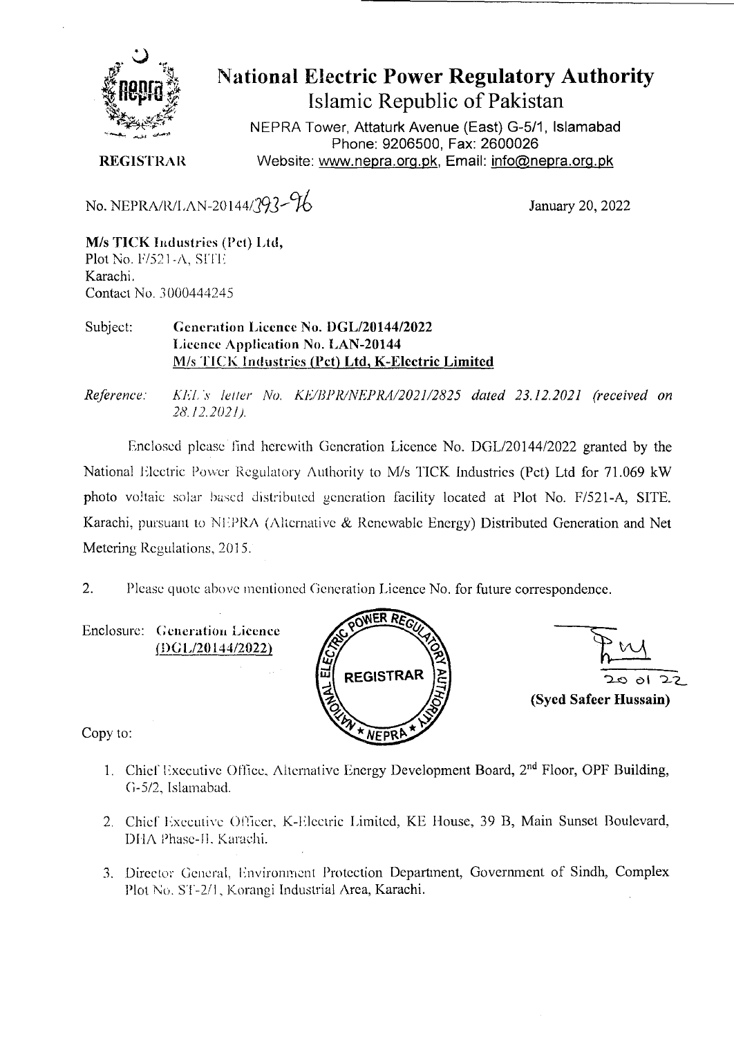# National Electric Power Regulatory Authority

## Islamic Republic of Pakistan

NEPRA Tower, Attaturk Avenue (East) G-5/1, Islamabad
Phone: 9206500, Fax: 2600026
Website: www.nepra.org.pk, Email: info@nepra.org.pk

**REGISTRAR**

No. NEPRA/R/LAN-20144/393-96

January 20, 2022

**M/s TICK Industries (Pvt) Ltd,**
Plot No. F/521-A, SITE
Karachi.
Contact No. 3000444245

Subject: **Generation Licence No. DGL/20144/2022**
**Licence Application No. LAN-20144**
**M/s TICK Industries (Pvt) Ltd, K-Electric Limited**

*Reference: KEL's letter No. KE/BPR/NEPRA/2021/2825 dated 23.12.2021 (received on 28.12.2021).*

Enclosed please find herewith Generation Licence No. DGL/20144/2022 granted by the National Electric Power Regulatory Authority to M/s TICK Industries (Pvt) Ltd for 71.069 kW photo voltaic solar based distributed generation facility located at Plot No. F/521-A, SITE. Karachi, pursuant to NEPRA (Alternative & Renewable Energy) Distributed Generation and Net Metering Regulations, 2015.

2. Please quote above mentioned Generation Licence No. for future correspondence.

Enclosure: Generation Licence (DGL/20144/2022)

20 01 22
**(Syed Safeer Hussain)**

Copy to:

1. Chief Executive Office, Alternative Energy Development Board, 2nd Floor, OPF Building, G-5/2, Islamabad.
2. Chief Executive Officer, K-Electric Limited, KE House, 39 B, Main Sunset Boulevard, DHA Phase-II, Karachi.
3. Director General, Environment Protection Department, Government of Sindh, Complex Plot No. ST-2/1, Korangi Industrial Area, Karachi.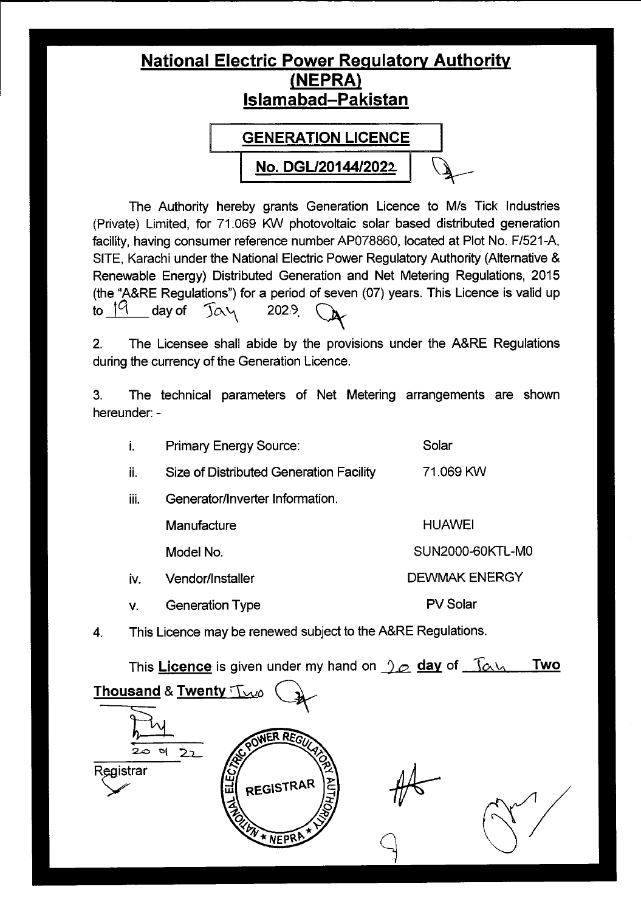# National Electric Power Regulatory Authority (NEPRA)

# Islamabad–Pakistan

## GENERATION LICENCE

## No. DGL/20144/2022

The Authority hereby grants Generation Licence to M/s Tick Industries (Private) Limited, for 71.069 KW photovoltaic solar based distributed generation facility, having consumer reference number AP078860, located at Plot No. F/521-A, SITE, Karachi under the National Electric Power Regulatory Authority (Alternative & Renewable Energy) Distributed Generation and Net Metering Regulations, 2015 (the "A&RE Regulations") for a period of seven (07) years. This Licence is valid up to 19 day of Jan 2029.

2. The Licensee shall abide by the provisions under the A&RE Regulations during the currency of the Generation Licence.

3. The technical parameters of Net Metering arrangements are shown hereunder: -

| | | |
|---|---|---|
| i. | Primary Energy Source: | Solar |
| ii. | Size of Distributed Generation Facility | 71.069 KW |
| iii. | Generator/Inverter Information. | |
| | Manufacture | HUAWEI |
| | Model No. | SUN2000-60KTL-M0 |
| iv. | Vendor/Installer | DEWMAK ENERGY |
| v. | Generation Type | PV Solar |

4. This Licence may be renewed subject to the A&RE Regulations.

This **Licence** is given under my hand on 20 **day** of Jan **Two Thousand** & **Twenty** Two

20 01 22

Registrar

NATIONAL ELECTRIC POWER REGULATORY AUTHORITY ★ NEPRA ★ REGISTRAR